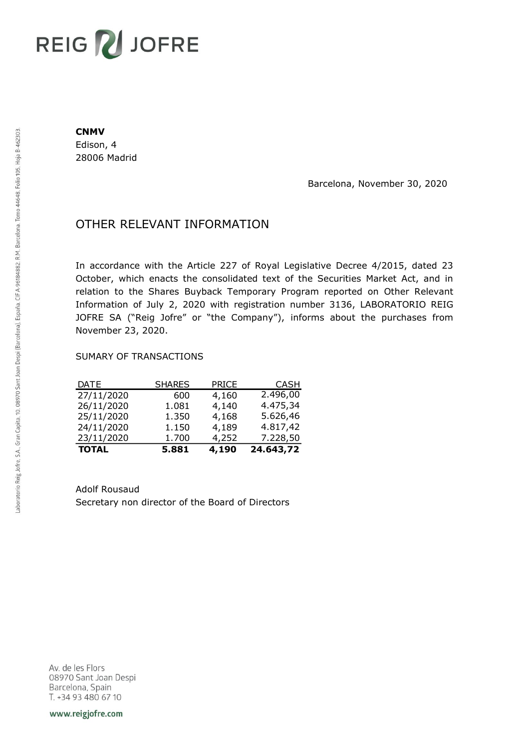REIG JOFRE

**CNMV**
Edison, 4
28006 Madrid

Barcelona, November 30, 2020

# OTHER RELEVANT INFORMATION

In accordance with the Article 227 of Royal Legislative Decree 4/2015, dated 23 October, which enacts the consolidated text of the Securities Market Act, and in relation to the Shares Buyback Temporary Program reported on Other Relevant Information of July 2, 2020 with registration number 3136, LABORATORIO REIG JOFRE SA ("Reig Jofre" or "the Company"), informs about the purchases from November 23, 2020.

SUMARY OF TRANSACTIONS

| DATE | SHARES | PRICE | CASH |
|---|---|---|---|
| 27/11/2020 | 600 | 4,160 | 2.496,00 |
| 26/11/2020 | 1.081 | 4,140 | 4.475,34 |
| 25/11/2020 | 1.350 | 4,168 | 5.626,46 |
| 24/11/2020 | 1.150 | 4,189 | 4.817,42 |
| 23/11/2020 | 1.700 | 4,252 | 7.228,50 |
| **TOTAL** | **5.881** | **4,190** | **24.643,72** |

Adolf Rousaud
Secretary non director of the Board of Directors

Laboratorio Reig Jofre, S.A., Gran Capita, 10, 08970 Sant Joan Despi (Barcelona), España. CIF A-96184882. R.M. Barcelona, Tomo 44648, Folio 105, Hoja B-462303.

Av. de les Flors
08970 Sant Joan Despi
Barcelona, Spain
T. +34 93 480 67 10

www.reigjofre.com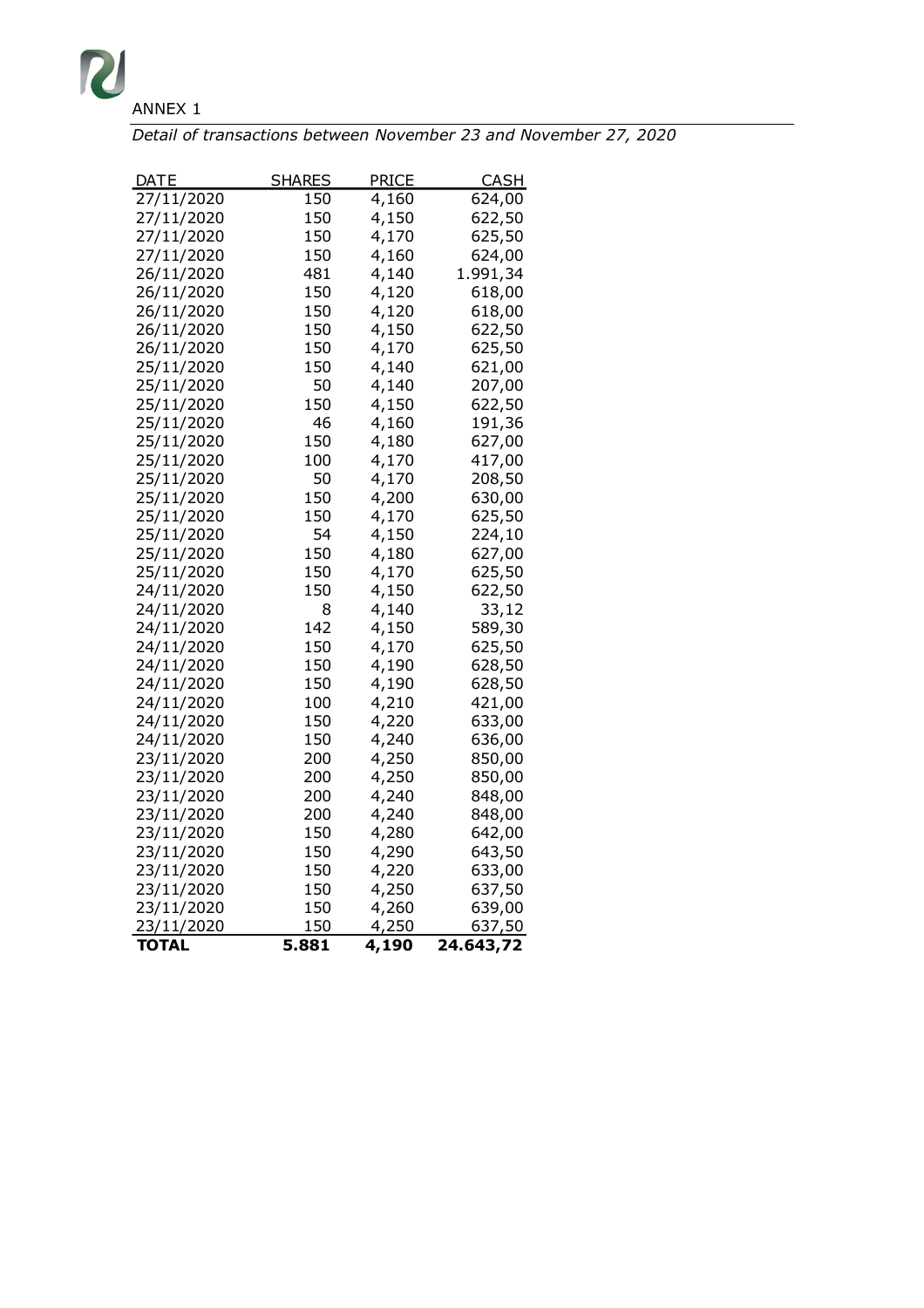ANNEX 1

*Detail of transactions between November 23 and November 27, 2020*

| DATE | SHARES | PRICE | CASH |
|---|---|---|---|
| 27/11/2020 | 150 | 4,160 | 624,00 |
| 27/11/2020 | 150 | 4,150 | 622,50 |
| 27/11/2020 | 150 | 4,170 | 625,50 |
| 27/11/2020 | 150 | 4,160 | 624,00 |
| 26/11/2020 | 481 | 4,140 | 1.991,34 |
| 26/11/2020 | 150 | 4,120 | 618,00 |
| 26/11/2020 | 150 | 4,120 | 618,00 |
| 26/11/2020 | 150 | 4,150 | 622,50 |
| 26/11/2020 | 150 | 4,170 | 625,50 |
| 25/11/2020 | 150 | 4,140 | 621,00 |
| 25/11/2020 | 50 | 4,140 | 207,00 |
| 25/11/2020 | 150 | 4,150 | 622,50 |
| 25/11/2020 | 46 | 4,160 | 191,36 |
| 25/11/2020 | 150 | 4,180 | 627,00 |
| 25/11/2020 | 100 | 4,170 | 417,00 |
| 25/11/2020 | 50 | 4,170 | 208,50 |
| 25/11/2020 | 150 | 4,200 | 630,00 |
| 25/11/2020 | 150 | 4,170 | 625,50 |
| 25/11/2020 | 54 | 4,150 | 224,10 |
| 25/11/2020 | 150 | 4,180 | 627,00 |
| 25/11/2020 | 150 | 4,170 | 625,50 |
| 24/11/2020 | 150 | 4,150 | 622,50 |
| 24/11/2020 | 8 | 4,140 | 33,12 |
| 24/11/2020 | 142 | 4,150 | 589,30 |
| 24/11/2020 | 150 | 4,170 | 625,50 |
| 24/11/2020 | 150 | 4,190 | 628,50 |
| 24/11/2020 | 150 | 4,190 | 628,50 |
| 24/11/2020 | 100 | 4,210 | 421,00 |
| 24/11/2020 | 150 | 4,220 | 633,00 |
| 24/11/2020 | 150 | 4,240 | 636,00 |
| 23/11/2020 | 200 | 4,250 | 850,00 |
| 23/11/2020 | 200 | 4,250 | 850,00 |
| 23/11/2020 | 200 | 4,240 | 848,00 |
| 23/11/2020 | 200 | 4,240 | 848,00 |
| 23/11/2020 | 150 | 4,280 | 642,00 |
| 23/11/2020 | 150 | 4,290 | 643,50 |
| 23/11/2020 | 150 | 4,220 | 633,00 |
| 23/11/2020 | 150 | 4,250 | 637,50 |
| 23/11/2020 | 150 | 4,260 | 639,00 |
| 23/11/2020 | 150 | 4,250 | 637,50 |
| **TOTAL** | **5.881** | **4,190** | **24.643,72** |